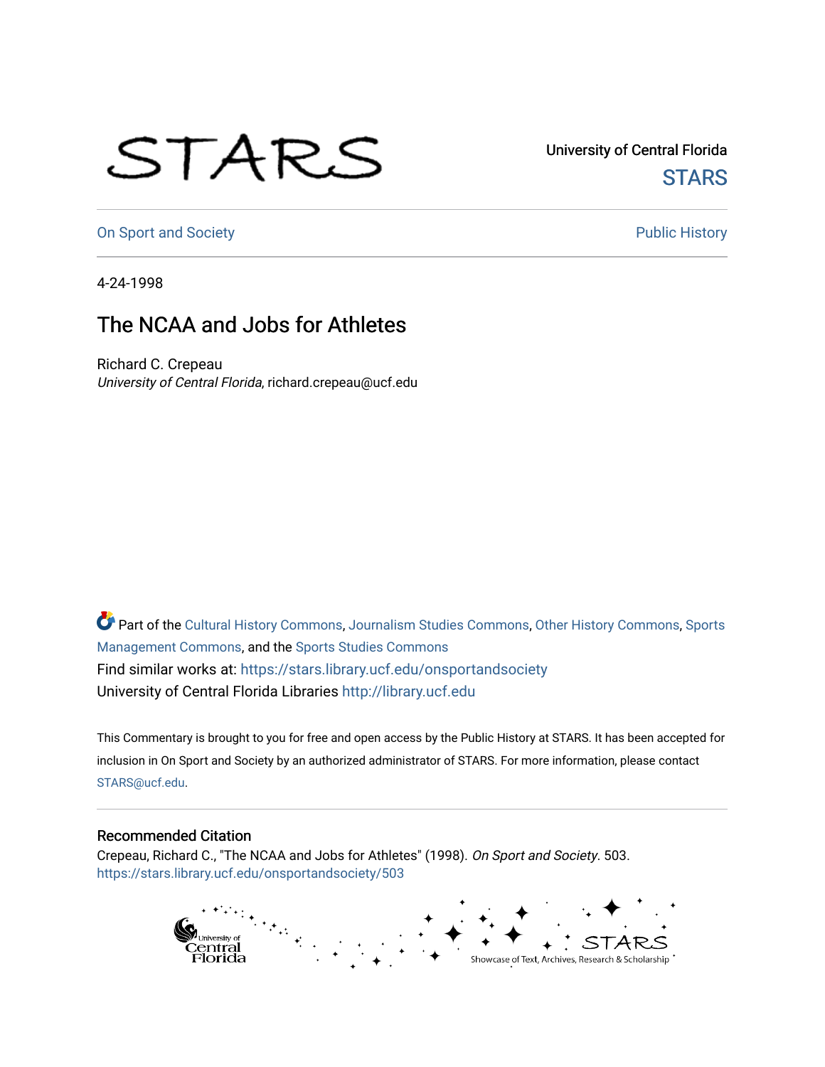STARS

University of Central Florida

STARS

On Sport and Society

Public History

4-24-1998

# The NCAA and Jobs for Athletes

Richard C. Crepeau
*University of Central Florida*, richard.crepeau@ucf.edu

Part of the Cultural History Commons, Journalism Studies Commons, Other History Commons, Sports Management Commons, and the Sports Studies Commons

Find similar works at: https://stars.library.ucf.edu/onsportandsociety

University of Central Florida Libraries http://library.ucf.edu

This Commentary is brought to you for free and open access by the Public History at STARS. It has been accepted for inclusion in On Sport and Society by an authorized administrator of STARS. For more information, please contact STARS@ucf.edu.

## Recommended Citation

Crepeau, Richard C., "The NCAA and Jobs for Athletes" (1998). *On Sport and Society*. 503.
https://stars.library.ucf.edu/onsportandsociety/503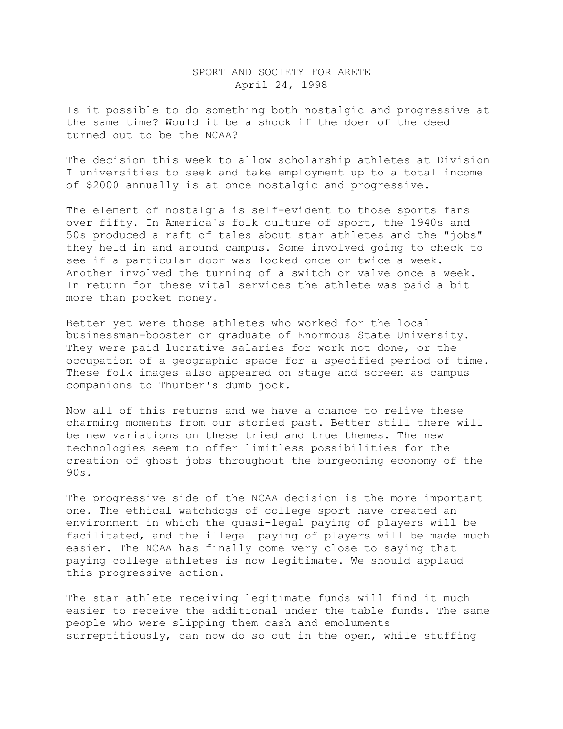# SPORT AND SOCIETY FOR ARETE
April 24, 1998

Is it possible to do something both nostalgic and progressive at the same time? Would it be a shock if the doer of the deed turned out to be the NCAA?

The decision this week to allow scholarship athletes at Division I universities to seek and take employment up to a total income of $2000 annually is at once nostalgic and progressive.

The element of nostalgia is self-evident to those sports fans over fifty. In America's folk culture of sport, the 1940s and 50s produced a raft of tales about star athletes and the "jobs" they held in and around campus. Some involved going to check to see if a particular door was locked once or twice a week. Another involved the turning of a switch or valve once a week. In return for these vital services the athlete was paid a bit more than pocket money.

Better yet were those athletes who worked for the local businessman-booster or graduate of Enormous State University. They were paid lucrative salaries for work not done, or the occupation of a geographic space for a specified period of time. These folk images also appeared on stage and screen as campus companions to Thurber's dumb jock.

Now all of this returns and we have a chance to relive these charming moments from our storied past. Better still there will be new variations on these tried and true themes. The new technologies seem to offer limitless possibilities for the creation of ghost jobs throughout the burgeoning economy of the 90s.

The progressive side of the NCAA decision is the more important one. The ethical watchdogs of college sport have created an environment in which the quasi-legal paying of players will be facilitated, and the illegal paying of players will be made much easier. The NCAA has finally come very close to saying that paying college athletes is now legitimate. We should applaud this progressive action.

The star athlete receiving legitimate funds will find it much easier to receive the additional under the table funds. The same people who were slipping them cash and emoluments surreptitiously, can now do so out in the open, while stuffing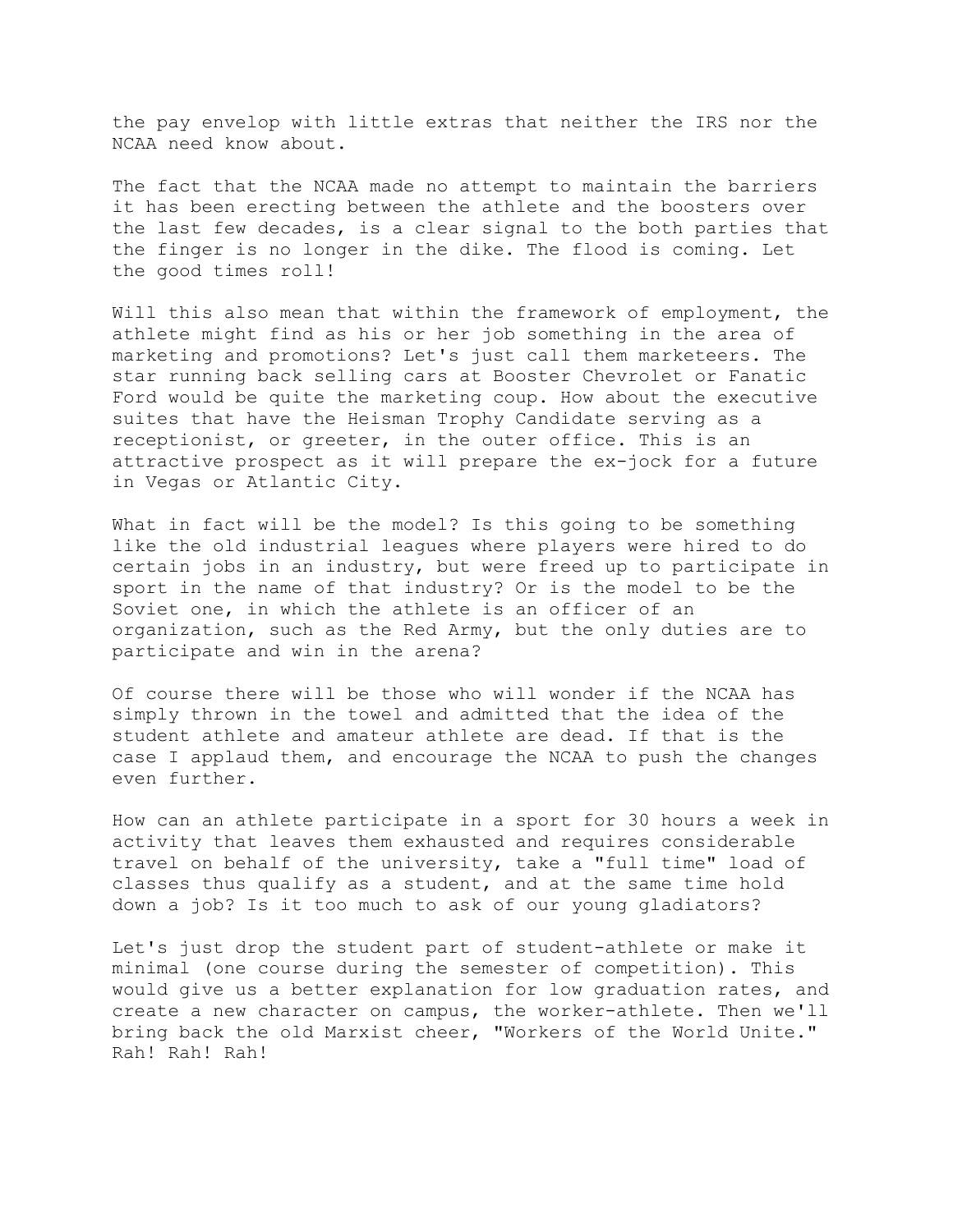the pay envelop with little extras that neither the IRS nor the NCAA need know about.

The fact that the NCAA made no attempt to maintain the barriers it has been erecting between the athlete and the boosters over the last few decades, is a clear signal to the both parties that the finger is no longer in the dike. The flood is coming. Let the good times roll!

Will this also mean that within the framework of employment, the athlete might find as his or her job something in the area of marketing and promotions? Let's just call them marketeers. The star running back selling cars at Booster Chevrolet or Fanatic Ford would be quite the marketing coup. How about the executive suites that have the Heisman Trophy Candidate serving as a receptionist, or greeter, in the outer office. This is an attractive prospect as it will prepare the ex-jock for a future in Vegas or Atlantic City.

What in fact will be the model? Is this going to be something like the old industrial leagues where players were hired to do certain jobs in an industry, but were freed up to participate in sport in the name of that industry? Or is the model to be the Soviet one, in which the athlete is an officer of an organization, such as the Red Army, but the only duties are to participate and win in the arena?

Of course there will be those who will wonder if the NCAA has simply thrown in the towel and admitted that the idea of the student athlete and amateur athlete are dead. If that is the case I applaud them, and encourage the NCAA to push the changes even further.

How can an athlete participate in a sport for 30 hours a week in activity that leaves them exhausted and requires considerable travel on behalf of the university, take a "full time" load of classes thus qualify as a student, and at the same time hold down a job? Is it too much to ask of our young gladiators?

Let's just drop the student part of student-athlete or make it minimal (one course during the semester of competition). This would give us a better explanation for low graduation rates, and create a new character on campus, the worker-athlete. Then we'll bring back the old Marxist cheer, "Workers of the World Unite." Rah! Rah! Rah!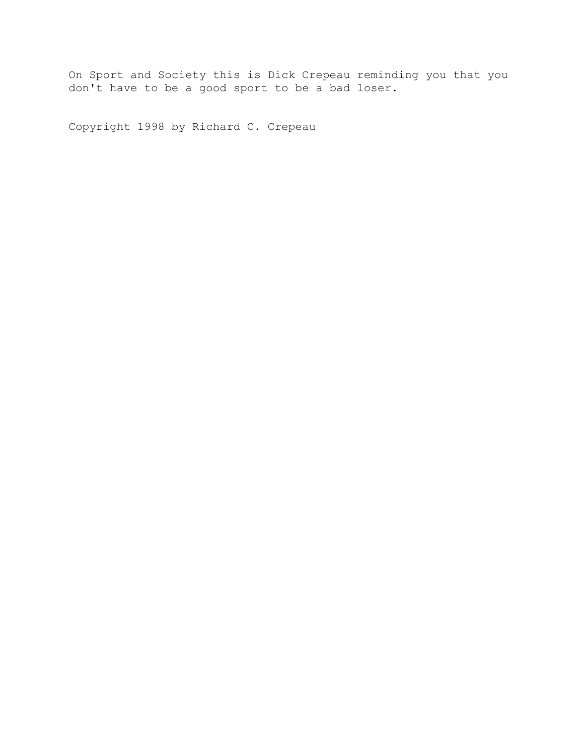On Sport and Society this is Dick Crepeau reminding you that you don't have to be a good sport to be a bad loser.

Copyright 1998 by Richard C. Crepeau